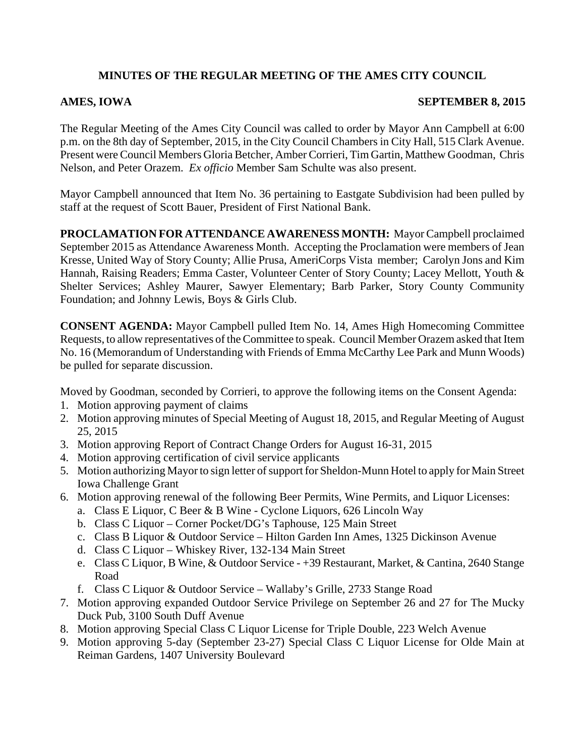# MINUTES OF THE REGULAR MEETING OF THE AMES CITY COUNCIL

**AMES, IOWA** **SEPTEMBER 8, 2015**

The Regular Meeting of the Ames City Council was called to order by Mayor Ann Campbell at 6:00 p.m. on the 8th day of September, 2015, in the City Council Chambers in City Hall, 515 Clark Avenue. Present were Council Members Gloria Betcher, Amber Corrieri, Tim Gartin, Matthew Goodman, Chris Nelson, and Peter Orazem. *Ex officio* Member Sam Schulte was also present.

Mayor Campbell announced that Item No. 36 pertaining to Eastgate Subdivision had been pulled by staff at the request of Scott Bauer, President of First National Bank.

**PROCLAMATION FOR ATTENDANCE AWARENESS MONTH:** Mayor Campbell proclaimed September 2015 as Attendance Awareness Month. Accepting the Proclamation were members of Jean Kresse, United Way of Story County; Allie Prusa, AmeriCorps Vista member; Carolyn Jons and Kim Hannah, Raising Readers; Emma Caster, Volunteer Center of Story County; Lacey Mellott, Youth & Shelter Services; Ashley Maurer, Sawyer Elementary; Barb Parker, Story County Community Foundation; and Johnny Lewis, Boys & Girls Club.

**CONSENT AGENDA:** Mayor Campbell pulled Item No. 14, Ames High Homecoming Committee Requests, to allow representatives of the Committee to speak. Council Member Orazem asked that Item No. 16 (Memorandum of Understanding with Friends of Emma McCarthy Lee Park and Munn Woods) be pulled for separate discussion.

Moved by Goodman, seconded by Corrieri, to approve the following items on the Consent Agenda:

1. Motion approving payment of claims
2. Motion approving minutes of Special Meeting of August 18, 2015, and Regular Meeting of August 25, 2015
3. Motion approving Report of Contract Change Orders for August 16-31, 2015
4. Motion approving certification of civil service applicants
5. Motion authorizing Mayor to sign letter of support for Sheldon-Munn Hotel to apply for Main Street Iowa Challenge Grant
6. Motion approving renewal of the following Beer Permits, Wine Permits, and Liquor Licenses:
   a. Class E Liquor, C Beer & B Wine - Cyclone Liquors, 626 Lincoln Way
   b. Class C Liquor – Corner Pocket/DG's Taphouse, 125 Main Street
   c. Class B Liquor & Outdoor Service – Hilton Garden Inn Ames, 1325 Dickinson Avenue
   d. Class C Liquor – Whiskey River, 132-134 Main Street
   e. Class C Liquor, B Wine, & Outdoor Service - +39 Restaurant, Market, & Cantina, 2640 Stange Road
   f. Class C Liquor & Outdoor Service – Wallaby's Grille, 2733 Stange Road
7. Motion approving expanded Outdoor Service Privilege on September 26 and 27 for The Mucky Duck Pub, 3100 South Duff Avenue
8. Motion approving Special Class C Liquor License for Triple Double, 223 Welch Avenue
9. Motion approving 5-day (September 23-27) Special Class C Liquor License for Olde Main at Reiman Gardens, 1407 University Boulevard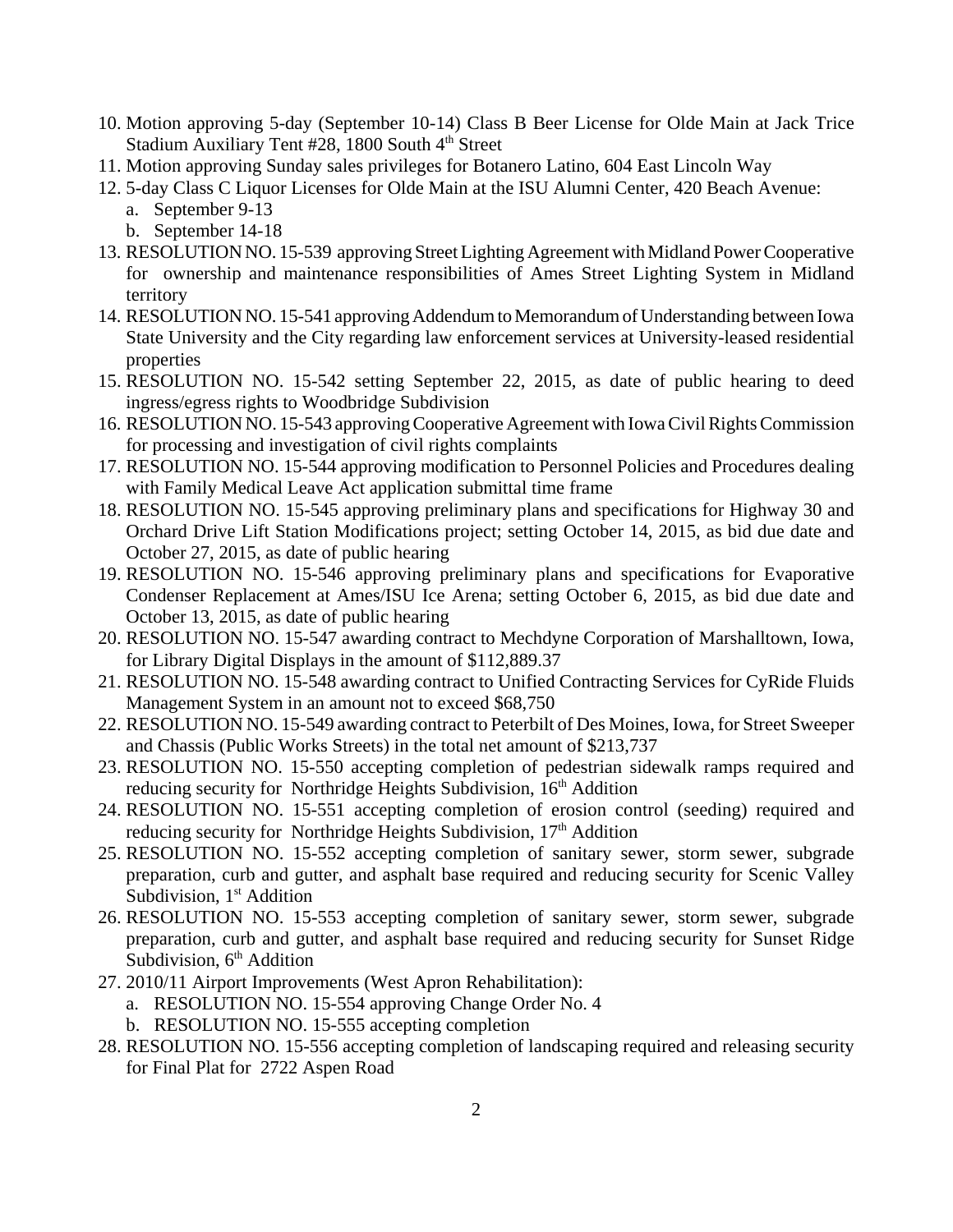10. Motion approving 5-day (September 10-14) Class B Beer License for Olde Main at Jack Trice Stadium Auxiliary Tent #28, 1800 South 4th Street
11. Motion approving Sunday sales privileges for Botanero Latino, 604 East Lincoln Way
12. 5-day Class C Liquor Licenses for Olde Main at the ISU Alumni Center, 420 Beach Avenue:
    a. September 9-13
    b. September 14-18
13. RESOLUTION NO. 15-539 approving Street Lighting Agreement with Midland Power Cooperative for ownership and maintenance responsibilities of Ames Street Lighting System in Midland territory
14. RESOLUTION NO. 15-541 approving Addendum to Memorandum of Understanding between Iowa State University and the City regarding law enforcement services at University-leased residential properties
15. RESOLUTION NO. 15-542 setting September 22, 2015, as date of public hearing to deed ingress/egress rights to Woodbridge Subdivision
16. RESOLUTION NO. 15-543 approving Cooperative Agreement with Iowa Civil Rights Commission for processing and investigation of civil rights complaints
17. RESOLUTION NO. 15-544 approving modification to Personnel Policies and Procedures dealing with Family Medical Leave Act application submittal time frame
18. RESOLUTION NO. 15-545 approving preliminary plans and specifications for Highway 30 and Orchard Drive Lift Station Modifications project; setting October 14, 2015, as bid due date and October 27, 2015, as date of public hearing
19. RESOLUTION NO. 15-546 approving preliminary plans and specifications for Evaporative Condenser Replacement at Ames/ISU Ice Arena; setting October 6, 2015, as bid due date and October 13, 2015, as date of public hearing
20. RESOLUTION NO. 15-547 awarding contract to Mechdyne Corporation of Marshalltown, Iowa, for Library Digital Displays in the amount of $112,889.37
21. RESOLUTION NO. 15-548 awarding contract to Unified Contracting Services for CyRide Fluids Management System in an amount not to exceed $68,750
22. RESOLUTION NO. 15-549 awarding contract to Peterbilt of Des Moines, Iowa, for Street Sweeper and Chassis (Public Works Streets) in the total net amount of $213,737
23. RESOLUTION NO. 15-550 accepting completion of pedestrian sidewalk ramps required and reducing security for Northridge Heights Subdivision, 16th Addition
24. RESOLUTION NO. 15-551 accepting completion of erosion control (seeding) required and reducing security for Northridge Heights Subdivision, 17th Addition
25. RESOLUTION NO. 15-552 accepting completion of sanitary sewer, storm sewer, subgrade preparation, curb and gutter, and asphalt base required and reducing security for Scenic Valley Subdivision, 1st Addition
26. RESOLUTION NO. 15-553 accepting completion of sanitary sewer, storm sewer, subgrade preparation, curb and gutter, and asphalt base required and reducing security for Sunset Ridge Subdivision, 6th Addition
27. 2010/11 Airport Improvements (West Apron Rehabilitation):
    a. RESOLUTION NO. 15-554 approving Change Order No. 4
    b. RESOLUTION NO. 15-555 accepting completion
28. RESOLUTION NO. 15-556 accepting completion of landscaping required and releasing security for Final Plat for 2722 Aspen Road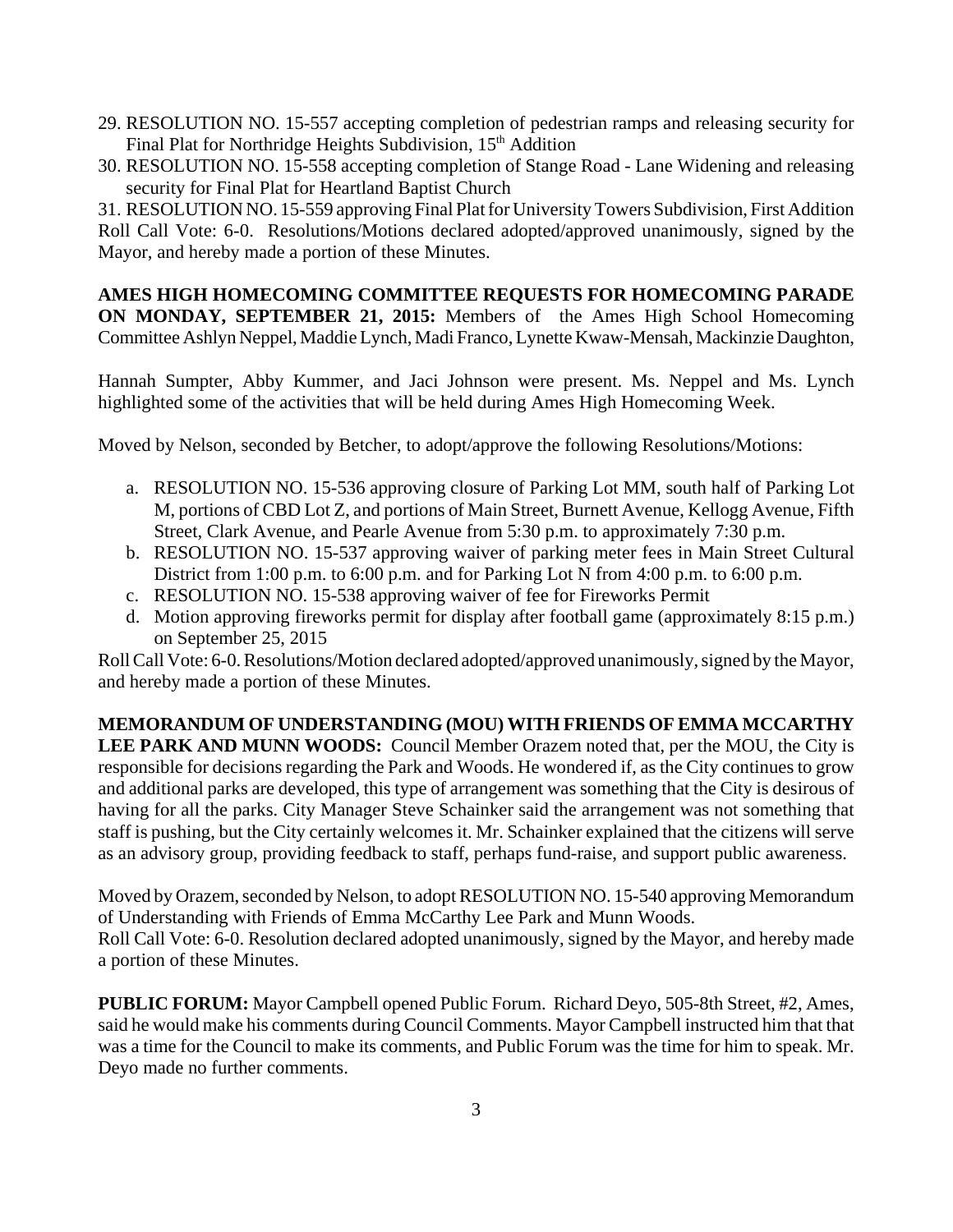29. RESOLUTION NO. 15-557 accepting completion of pedestrian ramps and releasing security for Final Plat for Northridge Heights Subdivision, 15th Addition
30. RESOLUTION NO. 15-558 accepting completion of Stange Road - Lane Widening and releasing security for Final Plat for Heartland Baptist Church
31. RESOLUTION NO. 15-559 approving Final Plat for University Towers Subdivision, First Addition

Roll Call Vote: 6-0. Resolutions/Motions declared adopted/approved unanimously, signed by the Mayor, and hereby made a portion of these Minutes.

**AMES HIGH HOMECOMING COMMITTEE REQUESTS FOR HOMECOMING PARADE ON MONDAY, SEPTEMBER 21, 2015:** Members of the Ames High School Homecoming Committee Ashlyn Neppel, Maddie Lynch, Madi Franco, Lynette Kwaw-Mensah, Mackinzie Daughton,

Hannah Sumpter, Abby Kummer, and Jaci Johnson were present. Ms. Neppel and Ms. Lynch highlighted some of the activities that will be held during Ames High Homecoming Week.

Moved by Nelson, seconded by Betcher, to adopt/approve the following Resolutions/Motions:

a. RESOLUTION NO. 15-536 approving closure of Parking Lot MM, south half of Parking Lot M, portions of CBD Lot Z, and portions of Main Street, Burnett Avenue, Kellogg Avenue, Fifth Street, Clark Avenue, and Pearle Avenue from 5:30 p.m. to approximately 7:30 p.m.
b. RESOLUTION NO. 15-537 approving waiver of parking meter fees in Main Street Cultural District from 1:00 p.m. to 6:00 p.m. and for Parking Lot N from 4:00 p.m. to 6:00 p.m.
c. RESOLUTION NO. 15-538 approving waiver of fee for Fireworks Permit
d. Motion approving fireworks permit for display after football game (approximately 8:15 p.m.) on September 25, 2015

Roll Call Vote: 6-0. Resolutions/Motion declared adopted/approved unanimously, signed by the Mayor, and hereby made a portion of these Minutes.

**MEMORANDUM OF UNDERSTANDING (MOU) WITH FRIENDS OF EMMA MCCARTHY LEE PARK AND MUNN WOODS:** Council Member Orazem noted that, per the MOU, the City is responsible for decisions regarding the Park and Woods. He wondered if, as the City continues to grow and additional parks are developed, this type of arrangement was something that the City is desirous of having for all the parks. City Manager Steve Schainker said the arrangement was not something that staff is pushing, but the City certainly welcomes it. Mr. Schainker explained that the citizens will serve as an advisory group, providing feedback to staff, perhaps fund-raise, and support public awareness.

Moved by Orazem, seconded by Nelson, to adopt RESOLUTION NO. 15-540 approving Memorandum of Understanding with Friends of Emma McCarthy Lee Park and Munn Woods.

Roll Call Vote: 6-0. Resolution declared adopted unanimously, signed by the Mayor, and hereby made a portion of these Minutes.

**PUBLIC FORUM:** Mayor Campbell opened Public Forum. Richard Deyo, 505-8th Street, #2, Ames, said he would make his comments during Council Comments. Mayor Campbell instructed him that that was a time for the Council to make its comments, and Public Forum was the time for him to speak. Mr. Deyo made no further comments.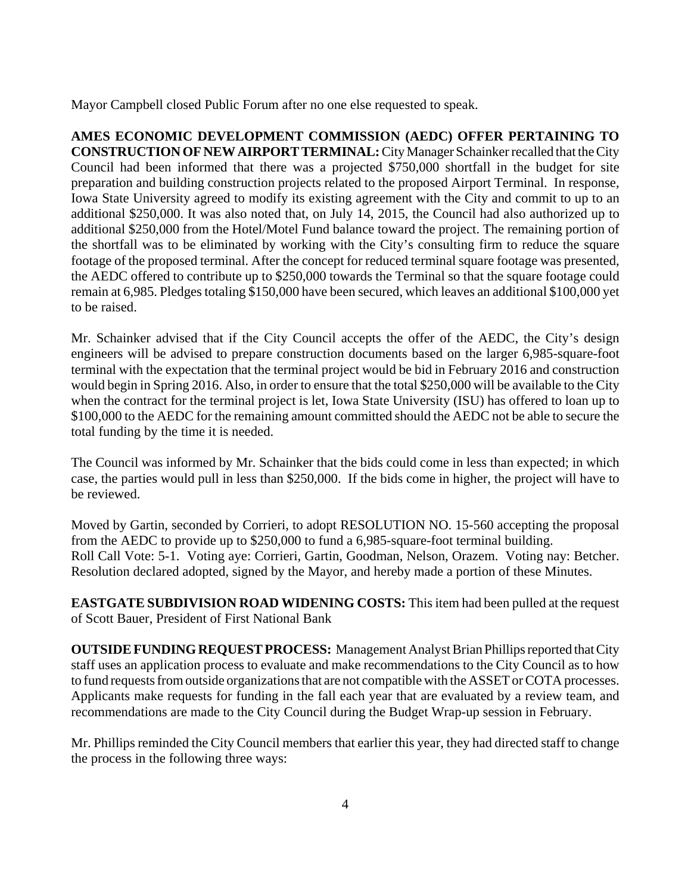Mayor Campbell closed Public Forum after no one else requested to speak.

**AMES ECONOMIC DEVELOPMENT COMMISSION (AEDC) OFFER PERTAINING TO CONSTRUCTION OF NEW AIRPORT TERMINAL:** City Manager Schainker recalled that the City Council had been informed that there was a projected $750,000 shortfall in the budget for site preparation and building construction projects related to the proposed Airport Terminal. In response, Iowa State University agreed to modify its existing agreement with the City and commit to up to an additional $250,000. It was also noted that, on July 14, 2015, the Council had also authorized up to additional $250,000 from the Hotel/Motel Fund balance toward the project. The remaining portion of the shortfall was to be eliminated by working with the City's consulting firm to reduce the square footage of the proposed terminal. After the concept for reduced terminal square footage was presented, the AEDC offered to contribute up to $250,000 towards the Terminal so that the square footage could remain at 6,985. Pledges totaling $150,000 have been secured, which leaves an additional $100,000 yet to be raised.

Mr. Schainker advised that if the City Council accepts the offer of the AEDC, the City's design engineers will be advised to prepare construction documents based on the larger 6,985-square-foot terminal with the expectation that the terminal project would be bid in February 2016 and construction would begin in Spring 2016. Also, in order to ensure that the total $250,000 will be available to the City when the contract for the terminal project is let, Iowa State University (ISU) has offered to loan up to $100,000 to the AEDC for the remaining amount committed should the AEDC not be able to secure the total funding by the time it is needed.

The Council was informed by Mr. Schainker that the bids could come in less than expected; in which case, the parties would pull in less than $250,000. If the bids come in higher, the project will have to be reviewed.

Moved by Gartin, seconded by Corrieri, to adopt RESOLUTION NO. 15-560 accepting the proposal from the AEDC to provide up to $250,000 to fund a 6,985-square-foot terminal building.
Roll Call Vote: 5-1. Voting aye: Corrieri, Gartin, Goodman, Nelson, Orazem. Voting nay: Betcher. Resolution declared adopted, signed by the Mayor, and hereby made a portion of these Minutes.

**EASTGATE SUBDIVISION ROAD WIDENING COSTS:** This item had been pulled at the request of Scott Bauer, President of First National Bank

**OUTSIDE FUNDING REQUEST PROCESS:** Management Analyst Brian Phillips reported that City staff uses an application process to evaluate and make recommendations to the City Council as to how to fund requests from outside organizations that are not compatible with the ASSET or COTA processes. Applicants make requests for funding in the fall each year that are evaluated by a review team, and recommendations are made to the City Council during the Budget Wrap-up session in February.

Mr. Phillips reminded the City Council members that earlier this year, they had directed staff to change the process in the following three ways: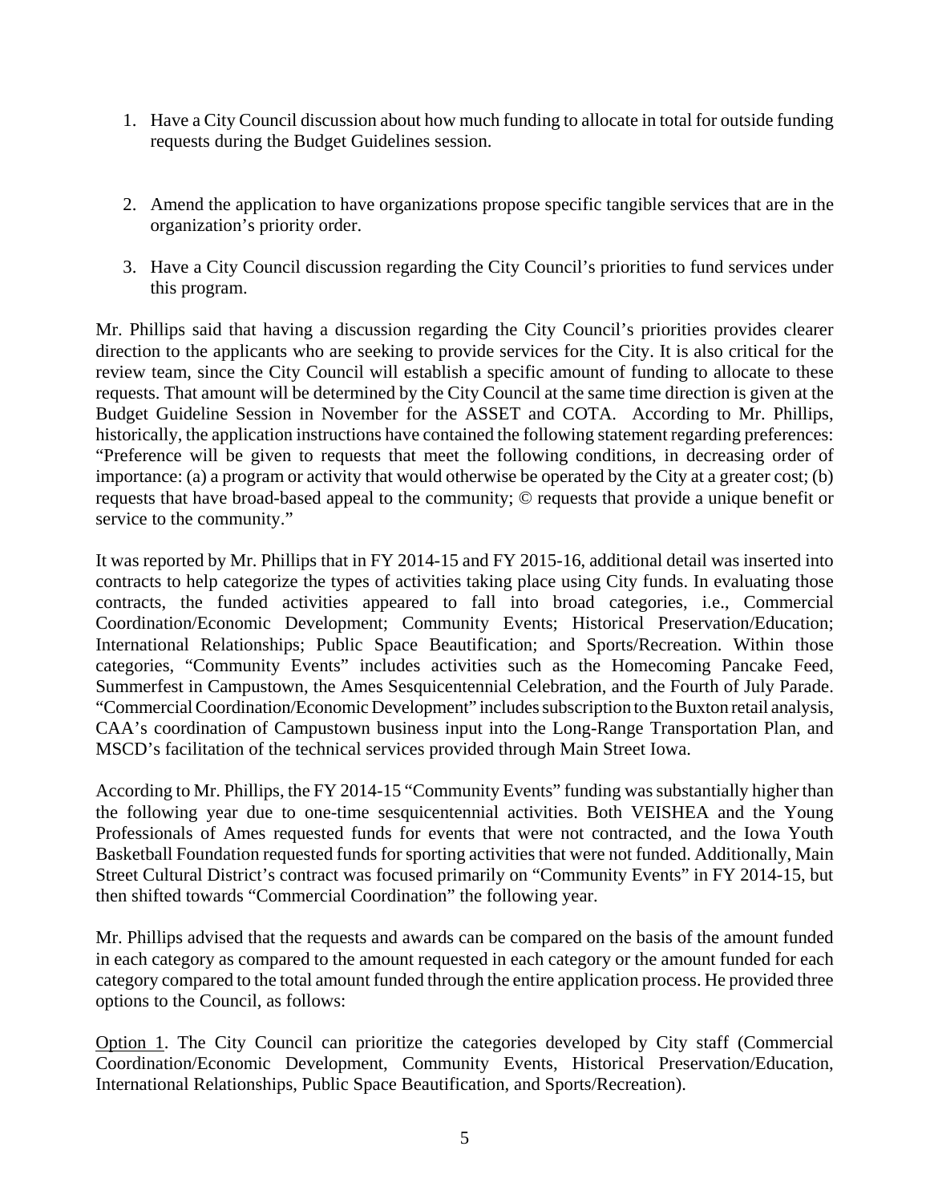1. Have a City Council discussion about how much funding to allocate in total for outside funding requests during the Budget Guidelines session.

2. Amend the application to have organizations propose specific tangible services that are in the organization's priority order.

3. Have a City Council discussion regarding the City Council's priorities to fund services under this program.

Mr. Phillips said that having a discussion regarding the City Council's priorities provides clearer direction to the applicants who are seeking to provide services for the City. It is also critical for the review team, since the City Council will establish a specific amount of funding to allocate to these requests. That amount will be determined by the City Council at the same time direction is given at the Budget Guideline Session in November for the ASSET and COTA. According to Mr. Phillips, historically, the application instructions have contained the following statement regarding preferences: "Preference will be given to requests that meet the following conditions, in decreasing order of importance: (a) a program or activity that would otherwise be operated by the City at a greater cost; (b) requests that have broad-based appeal to the community; © requests that provide a unique benefit or service to the community."

It was reported by Mr. Phillips that in FY 2014-15 and FY 2015-16, additional detail was inserted into contracts to help categorize the types of activities taking place using City funds. In evaluating those contracts, the funded activities appeared to fall into broad categories, i.e., Commercial Coordination/Economic Development; Community Events; Historical Preservation/Education; International Relationships; Public Space Beautification; and Sports/Recreation. Within those categories, "Community Events" includes activities such as the Homecoming Pancake Feed, Summerfest in Campustown, the Ames Sesquicentennial Celebration, and the Fourth of July Parade. "Commercial Coordination/Economic Development" includes subscription to the Buxton retail analysis, CAA's coordination of Campustown business input into the Long-Range Transportation Plan, and MSCD's facilitation of the technical services provided through Main Street Iowa.

According to Mr. Phillips, the FY 2014-15 "Community Events" funding was substantially higher than the following year due to one-time sesquicentennial activities. Both VEISHEA and the Young Professionals of Ames requested funds for events that were not contracted, and the Iowa Youth Basketball Foundation requested funds for sporting activities that were not funded. Additionally, Main Street Cultural District's contract was focused primarily on "Community Events" in FY 2014-15, but then shifted towards "Commercial Coordination" the following year.

Mr. Phillips advised that the requests and awards can be compared on the basis of the amount funded in each category as compared to the amount requested in each category or the amount funded for each category compared to the total amount funded through the entire application process. He provided three options to the Council, as follows:

Option 1. The City Council can prioritize the categories developed by City staff (Commercial Coordination/Economic Development, Community Events, Historical Preservation/Education, International Relationships, Public Space Beautification, and Sports/Recreation).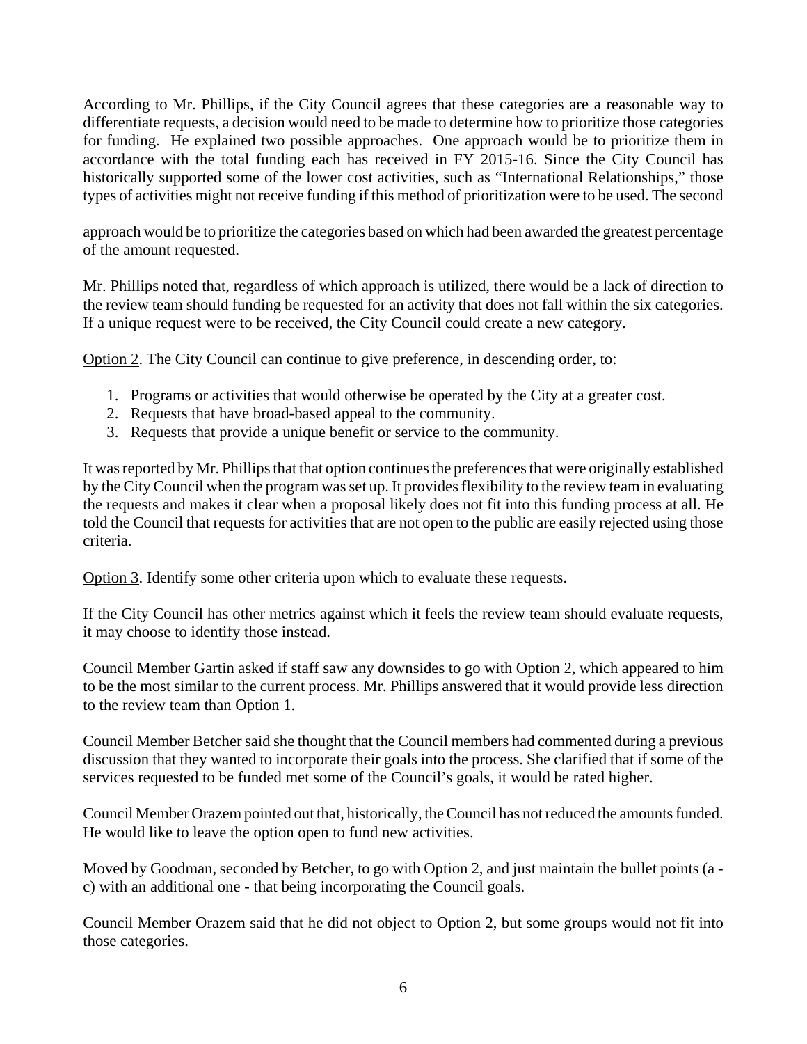According to Mr. Phillips, if the City Council agrees that these categories are a reasonable way to differentiate requests, a decision would need to be made to determine how to prioritize those categories for funding. He explained two possible approaches. One approach would be to prioritize them in accordance with the total funding each has received in FY 2015-16. Since the City Council has historically supported some of the lower cost activities, such as "International Relationships," those types of activities might not receive funding if this method of prioritization were to be used. The second approach would be to prioritize the categories based on which had been awarded the greatest percentage of the amount requested.

Mr. Phillips noted that, regardless of which approach is utilized, there would be a lack of direction to the review team should funding be requested for an activity that does not fall within the six categories. If a unique request were to be received, the City Council could create a new category.

<u>Option 2</u>. The City Council can continue to give preference, in descending order, to:

1. Programs or activities that would otherwise be operated by the City at a greater cost.
2. Requests that have broad-based appeal to the community.
3. Requests that provide a unique benefit or service to the community.

It was reported by Mr. Phillips that that option continues the preferences that were originally established by the City Council when the program was set up. It provides flexibility to the review team in evaluating the requests and makes it clear when a proposal likely does not fit into this funding process at all. He told the Council that requests for activities that are not open to the public are easily rejected using those criteria.

<u>Option 3</u>. Identify some other criteria upon which to evaluate these requests.

If the City Council has other metrics against which it feels the review team should evaluate requests, it may choose to identify those instead.

Council Member Gartin asked if staff saw any downsides to go with Option 2, which appeared to him to be the most similar to the current process. Mr. Phillips answered that it would provide less direction to the review team than Option 1.

Council Member Betcher said she thought that the Council members had commented during a previous discussion that they wanted to incorporate their goals into the process. She clarified that if some of the services requested to be funded met some of the Council's goals, it would be rated higher.

Council Member Orazem pointed out that, historically, the Council has not reduced the amounts funded. He would like to leave the option open to fund new activities.

Moved by Goodman, seconded by Betcher, to go with Option 2, and just maintain the bullet points (a - c) with an additional one - that being incorporating the Council goals.

Council Member Orazem said that he did not object to Option 2, but some groups would not fit into those categories.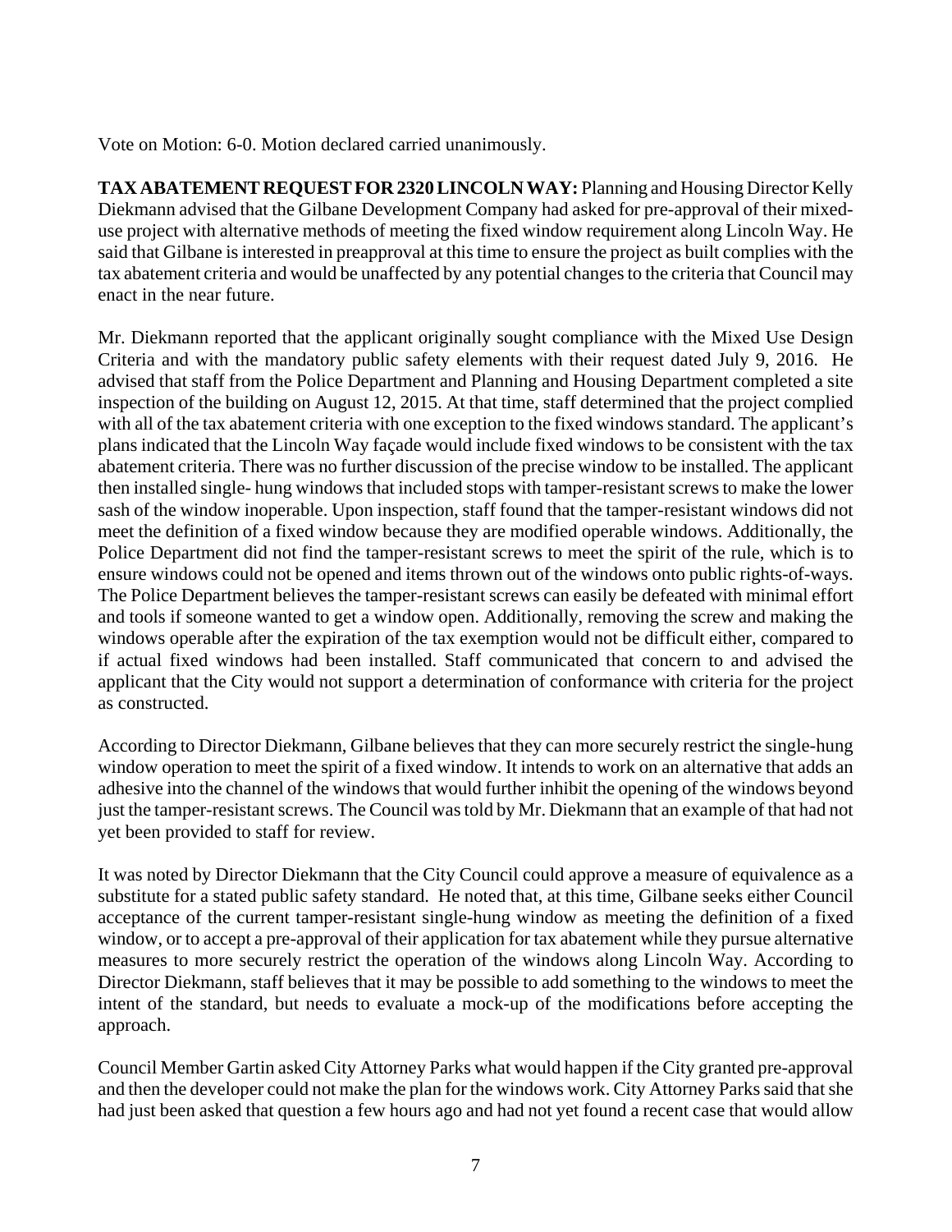Vote on Motion: 6-0. Motion declared carried unanimously.

**TAX ABATEMENT REQUEST FOR 2320 LINCOLN WAY:** Planning and Housing Director Kelly Diekmann advised that the Gilbane Development Company had asked for pre-approval of their mixed-use project with alternative methods of meeting the fixed window requirement along Lincoln Way. He said that Gilbane is interested in preapproval at this time to ensure the project as built complies with the tax abatement criteria and would be unaffected by any potential changes to the criteria that Council may enact in the near future.

Mr. Diekmann reported that the applicant originally sought compliance with the Mixed Use Design Criteria and with the mandatory public safety elements with their request dated July 9, 2016. He advised that staff from the Police Department and Planning and Housing Department completed a site inspection of the building on August 12, 2015. At that time, staff determined that the project complied with all of the tax abatement criteria with one exception to the fixed windows standard. The applicant's plans indicated that the Lincoln Way façade would include fixed windows to be consistent with the tax abatement criteria. There was no further discussion of the precise window to be installed. The applicant then installed single- hung windows that included stops with tamper-resistant screws to make the lower sash of the window inoperable. Upon inspection, staff found that the tamper-resistant windows did not meet the definition of a fixed window because they are modified operable windows. Additionally, the Police Department did not find the tamper-resistant screws to meet the spirit of the rule, which is to ensure windows could not be opened and items thrown out of the windows onto public rights-of-ways. The Police Department believes the tamper-resistant screws can easily be defeated with minimal effort and tools if someone wanted to get a window open. Additionally, removing the screw and making the windows operable after the expiration of the tax exemption would not be difficult either, compared to if actual fixed windows had been installed. Staff communicated that concern to and advised the applicant that the City would not support a determination of conformance with criteria for the project as constructed.

According to Director Diekmann, Gilbane believes that they can more securely restrict the single-hung window operation to meet the spirit of a fixed window. It intends to work on an alternative that adds an adhesive into the channel of the windows that would further inhibit the opening of the windows beyond just the tamper-resistant screws. The Council was told by Mr. Diekmann that an example of that had not yet been provided to staff for review.

It was noted by Director Diekmann that the City Council could approve a measure of equivalence as a substitute for a stated public safety standard. He noted that, at this time, Gilbane seeks either Council acceptance of the current tamper-resistant single-hung window as meeting the definition of a fixed window, or to accept a pre-approval of their application for tax abatement while they pursue alternative measures to more securely restrict the operation of the windows along Lincoln Way. According to Director Diekmann, staff believes that it may be possible to add something to the windows to meet the intent of the standard, but needs to evaluate a mock-up of the modifications before accepting the approach.

Council Member Gartin asked City Attorney Parks what would happen if the City granted pre-approval and then the developer could not make the plan for the windows work. City Attorney Parks said that she had just been asked that question a few hours ago and had not yet found a recent case that would allow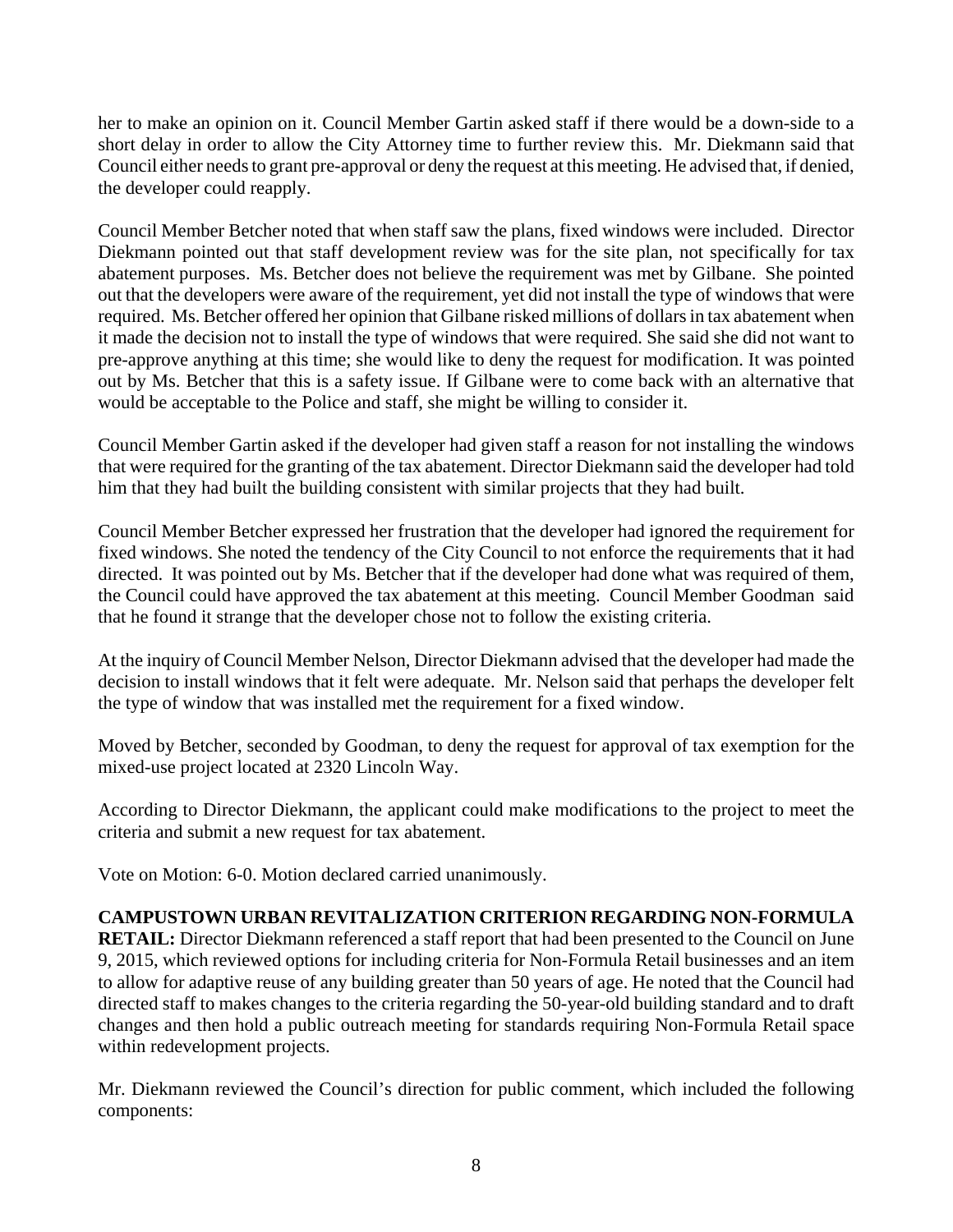her to make an opinion on it. Council Member Gartin asked staff if there would be a down-side to a short delay in order to allow the City Attorney time to further review this. Mr. Diekmann said that Council either needs to grant pre-approval or deny the request at this meeting. He advised that, if denied, the developer could reapply.

Council Member Betcher noted that when staff saw the plans, fixed windows were included. Director Diekmann pointed out that staff development review was for the site plan, not specifically for tax abatement purposes. Ms. Betcher does not believe the requirement was met by Gilbane. She pointed out that the developers were aware of the requirement, yet did not install the type of windows that were required. Ms. Betcher offered her opinion that Gilbane risked millions of dollars in tax abatement when it made the decision not to install the type of windows that were required. She said she did not want to pre-approve anything at this time; she would like to deny the request for modification. It was pointed out by Ms. Betcher that this is a safety issue. If Gilbane were to come back with an alternative that would be acceptable to the Police and staff, she might be willing to consider it.

Council Member Gartin asked if the developer had given staff a reason for not installing the windows that were required for the granting of the tax abatement. Director Diekmann said the developer had told him that they had built the building consistent with similar projects that they had built.

Council Member Betcher expressed her frustration that the developer had ignored the requirement for fixed windows. She noted the tendency of the City Council to not enforce the requirements that it had directed. It was pointed out by Ms. Betcher that if the developer had done what was required of them, the Council could have approved the tax abatement at this meeting. Council Member Goodman said that he found it strange that the developer chose not to follow the existing criteria.

At the inquiry of Council Member Nelson, Director Diekmann advised that the developer had made the decision to install windows that it felt were adequate. Mr. Nelson said that perhaps the developer felt the type of window that was installed met the requirement for a fixed window.

Moved by Betcher, seconded by Goodman, to deny the request for approval of tax exemption for the mixed-use project located at 2320 Lincoln Way.

According to Director Diekmann, the applicant could make modifications to the project to meet the criteria and submit a new request for tax abatement.

Vote on Motion: 6-0. Motion declared carried unanimously.

**CAMPUSTOWN URBAN REVITALIZATION CRITERION REGARDING NON-FORMULA RETAIL:** Director Diekmann referenced a staff report that had been presented to the Council on June 9, 2015, which reviewed options for including criteria for Non-Formula Retail businesses and an item to allow for adaptive reuse of any building greater than 50 years of age. He noted that the Council had directed staff to makes changes to the criteria regarding the 50-year-old building standard and to draft changes and then hold a public outreach meeting for standards requiring Non-Formula Retail space within redevelopment projects.

Mr. Diekmann reviewed the Council's direction for public comment, which included the following components: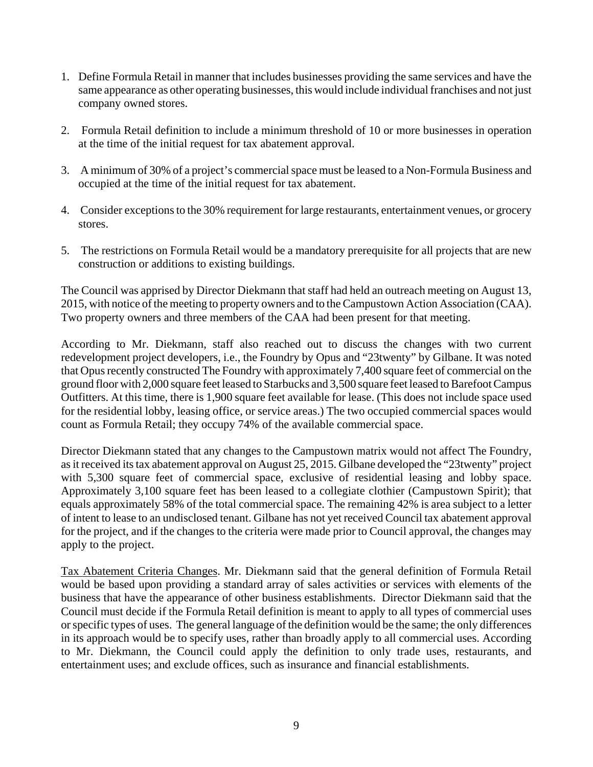1. Define Formula Retail in manner that includes businesses providing the same services and have the same appearance as other operating businesses, this would include individual franchises and not just company owned stores.

2. Formula Retail definition to include a minimum threshold of 10 or more businesses in operation at the time of the initial request for tax abatement approval.

3. A minimum of 30% of a project's commercial space must be leased to a Non-Formula Business and occupied at the time of the initial request for tax abatement.

4. Consider exceptions to the 30% requirement for large restaurants, entertainment venues, or grocery stores.

5. The restrictions on Formula Retail would be a mandatory prerequisite for all projects that are new construction or additions to existing buildings.

The Council was apprised by Director Diekmann that staff had held an outreach meeting on August 13, 2015, with notice of the meeting to property owners and to the Campustown Action Association (CAA). Two property owners and three members of the CAA had been present for that meeting.

According to Mr. Diekmann, staff also reached out to discuss the changes with two current redevelopment project developers, i.e., the Foundry by Opus and "23twenty" by Gilbane. It was noted that Opus recently constructed The Foundry with approximately 7,400 square feet of commercial on the ground floor with 2,000 square feet leased to Starbucks and 3,500 square feet leased to Barefoot Campus Outfitters. At this time, there is 1,900 square feet available for lease. (This does not include space used for the residential lobby, leasing office, or service areas.) The two occupied commercial spaces would count as Formula Retail; they occupy 74% of the available commercial space.

Director Diekmann stated that any changes to the Campustown matrix would not affect The Foundry, as it received its tax abatement approval on August 25, 2015. Gilbane developed the "23twenty" project with 5,300 square feet of commercial space, exclusive of residential leasing and lobby space. Approximately 3,100 square feet has been leased to a collegiate clothier (Campustown Spirit); that equals approximately 58% of the total commercial space. The remaining 42% is area subject to a letter of intent to lease to an undisclosed tenant. Gilbane has not yet received Council tax abatement approval for the project, and if the changes to the criteria were made prior to Council approval, the changes may apply to the project.

Tax Abatement Criteria Changes. Mr. Diekmann said that the general definition of Formula Retail would be based upon providing a standard array of sales activities or services with elements of the business that have the appearance of other business establishments. Director Diekmann said that the Council must decide if the Formula Retail definition is meant to apply to all types of commercial uses or specific types of uses. The general language of the definition would be the same; the only differences in its approach would be to specify uses, rather than broadly apply to all commercial uses. According to Mr. Diekmann, the Council could apply the definition to only trade uses, restaurants, and entertainment uses; and exclude offices, such as insurance and financial establishments.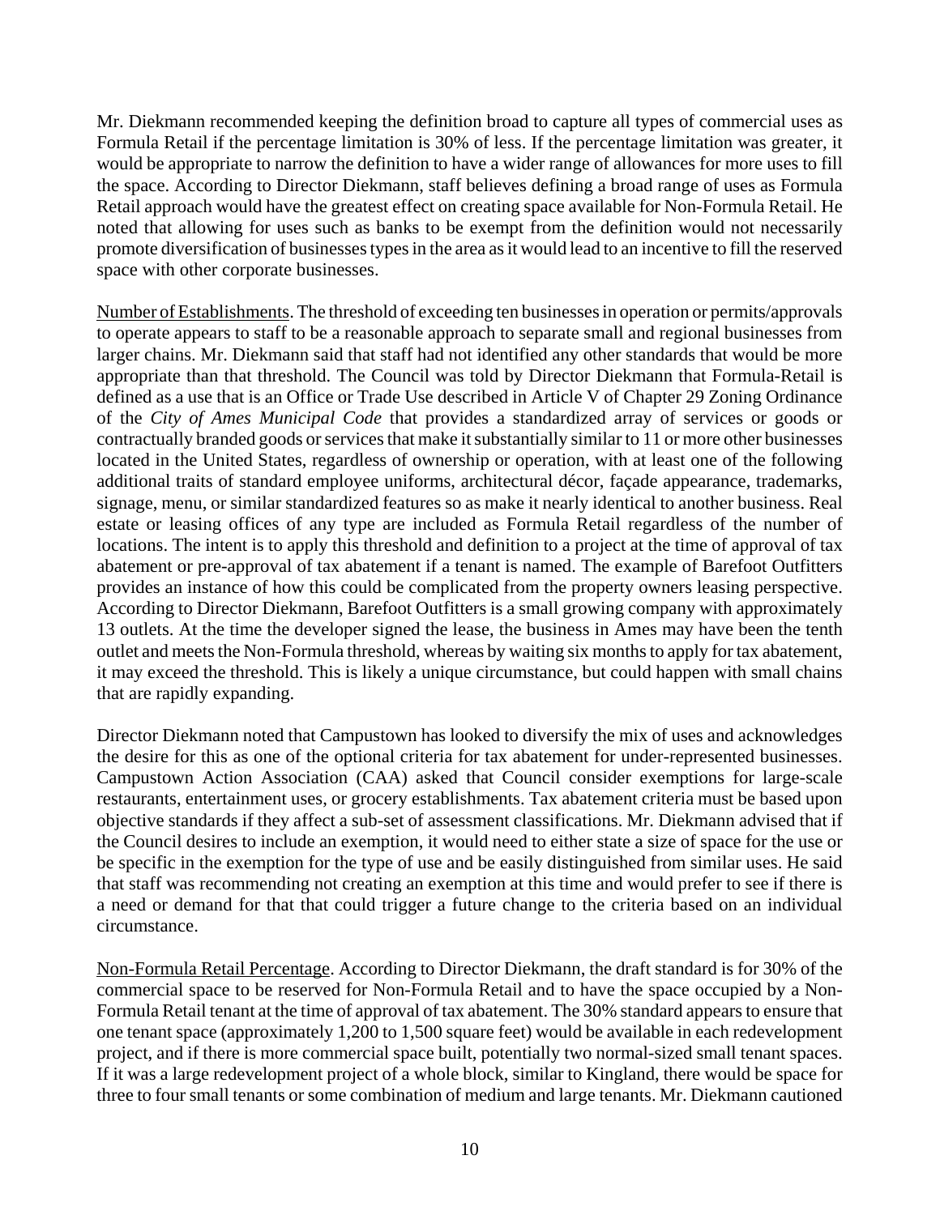Mr. Diekmann recommended keeping the definition broad to capture all types of commercial uses as Formula Retail if the percentage limitation is 30% of less. If the percentage limitation was greater, it would be appropriate to narrow the definition to have a wider range of allowances for more uses to fill the space. According to Director Diekmann, staff believes defining a broad range of uses as Formula Retail approach would have the greatest effect on creating space available for Non-Formula Retail. He noted that allowing for uses such as banks to be exempt from the definition would not necessarily promote diversification of businesses types in the area as it would lead to an incentive to fill the reserved space with other corporate businesses.

<u>Number of Establishments</u>. The threshold of exceeding ten businesses in operation or permits/approvals to operate appears to staff to be a reasonable approach to separate small and regional businesses from larger chains. Mr. Diekmann said that staff had not identified any other standards that would be more appropriate than that threshold. The Council was told by Director Diekmann that Formula-Retail is defined as a use that is an Office or Trade Use described in Article V of Chapter 29 Zoning Ordinance of the *City of Ames Municipal Code* that provides a standardized array of services or goods or contractually branded goods or services that make it substantially similar to 11 or more other businesses located in the United States, regardless of ownership or operation, with at least one of the following additional traits of standard employee uniforms, architectural décor, façade appearance, trademarks, signage, menu, or similar standardized features so as make it nearly identical to another business. Real estate or leasing offices of any type are included as Formula Retail regardless of the number of locations. The intent is to apply this threshold and definition to a project at the time of approval of tax abatement or pre-approval of tax abatement if a tenant is named. The example of Barefoot Outfitters provides an instance of how this could be complicated from the property owners leasing perspective. According to Director Diekmann, Barefoot Outfitters is a small growing company with approximately 13 outlets. At the time the developer signed the lease, the business in Ames may have been the tenth outlet and meets the Non-Formula threshold, whereas by waiting six months to apply for tax abatement, it may exceed the threshold. This is likely a unique circumstance, but could happen with small chains that are rapidly expanding.

Director Diekmann noted that Campustown has looked to diversify the mix of uses and acknowledges the desire for this as one of the optional criteria for tax abatement for under-represented businesses. Campustown Action Association (CAA) asked that Council consider exemptions for large-scale restaurants, entertainment uses, or grocery establishments. Tax abatement criteria must be based upon objective standards if they affect a sub-set of assessment classifications. Mr. Diekmann advised that if the Council desires to include an exemption, it would need to either state a size of space for the use or be specific in the exemption for the type of use and be easily distinguished from similar uses. He said that staff was recommending not creating an exemption at this time and would prefer to see if there is a need or demand for that that could trigger a future change to the criteria based on an individual circumstance.

<u>Non-Formula Retail Percentage</u>. According to Director Diekmann, the draft standard is for 30% of the commercial space to be reserved for Non-Formula Retail and to have the space occupied by a Non-Formula Retail tenant at the time of approval of tax abatement. The 30% standard appears to ensure that one tenant space (approximately 1,200 to 1,500 square feet) would be available in each redevelopment project, and if there is more commercial space built, potentially two normal-sized small tenant spaces. If it was a large redevelopment project of a whole block, similar to Kingland, there would be space for three to four small tenants or some combination of medium and large tenants. Mr. Diekmann cautioned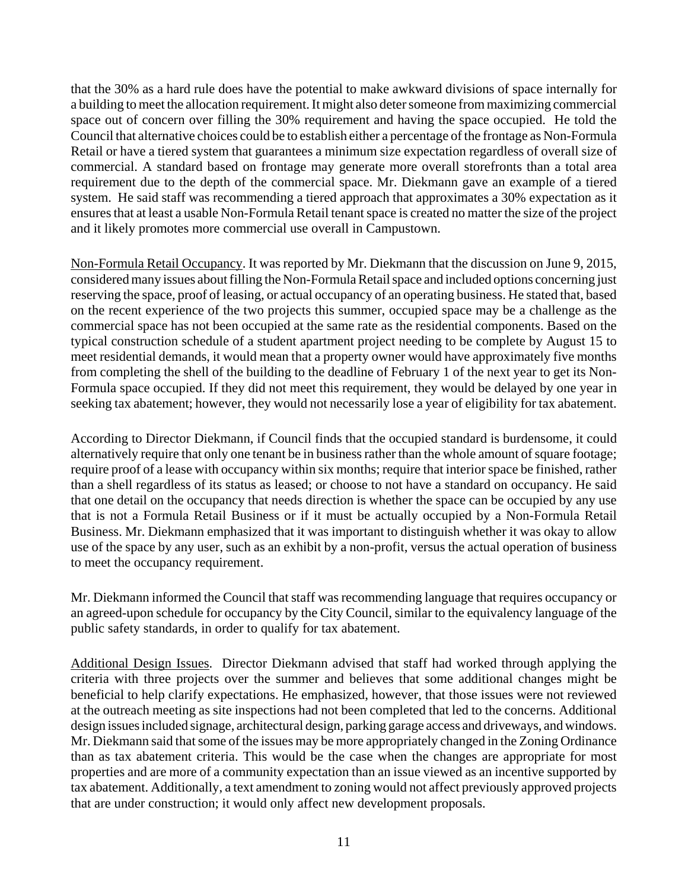that the 30% as a hard rule does have the potential to make awkward divisions of space internally for a building to meet the allocation requirement. It might also deter someone from maximizing commercial space out of concern over filling the 30% requirement and having the space occupied. He told the Council that alternative choices could be to establish either a percentage of the frontage as Non-Formula Retail or have a tiered system that guarantees a minimum size expectation regardless of overall size of commercial. A standard based on frontage may generate more overall storefronts than a total area requirement due to the depth of the commercial space. Mr. Diekmann gave an example of a tiered system. He said staff was recommending a tiered approach that approximates a 30% expectation as it ensures that at least a usable Non-Formula Retail tenant space is created no matter the size of the project and it likely promotes more commercial use overall in Campustown.

Non-Formula Retail Occupancy. It was reported by Mr. Diekmann that the discussion on June 9, 2015, considered many issues about filling the Non-Formula Retail space and included options concerning just reserving the space, proof of leasing, or actual occupancy of an operating business. He stated that, based on the recent experience of the two projects this summer, occupied space may be a challenge as the commercial space has not been occupied at the same rate as the residential components. Based on the typical construction schedule of a student apartment project needing to be complete by August 15 to meet residential demands, it would mean that a property owner would have approximately five months from completing the shell of the building to the deadline of February 1 of the next year to get its Non-Formula space occupied. If they did not meet this requirement, they would be delayed by one year in seeking tax abatement; however, they would not necessarily lose a year of eligibility for tax abatement.

According to Director Diekmann, if Council finds that the occupied standard is burdensome, it could alternatively require that only one tenant be in business rather than the whole amount of square footage; require proof of a lease with occupancy within six months; require that interior space be finished, rather than a shell regardless of its status as leased; or choose to not have a standard on occupancy. He said that one detail on the occupancy that needs direction is whether the space can be occupied by any use that is not a Formula Retail Business or if it must be actually occupied by a Non-Formula Retail Business. Mr. Diekmann emphasized that it was important to distinguish whether it was okay to allow use of the space by any user, such as an exhibit by a non-profit, versus the actual operation of business to meet the occupancy requirement.

Mr. Diekmann informed the Council that staff was recommending language that requires occupancy or an agreed-upon schedule for occupancy by the City Council, similar to the equivalency language of the public safety standards, in order to qualify for tax abatement.

Additional Design Issues. Director Diekmann advised that staff had worked through applying the criteria with three projects over the summer and believes that some additional changes might be beneficial to help clarify expectations. He emphasized, however, that those issues were not reviewed at the outreach meeting as site inspections had not been completed that led to the concerns. Additional design issues included signage, architectural design, parking garage access and driveways, and windows. Mr. Diekmann said that some of the issues may be more appropriately changed in the Zoning Ordinance than as tax abatement criteria. This would be the case when the changes are appropriate for most properties and are more of a community expectation than an issue viewed as an incentive supported by tax abatement. Additionally, a text amendment to zoning would not affect previously approved projects that are under construction; it would only affect new development proposals.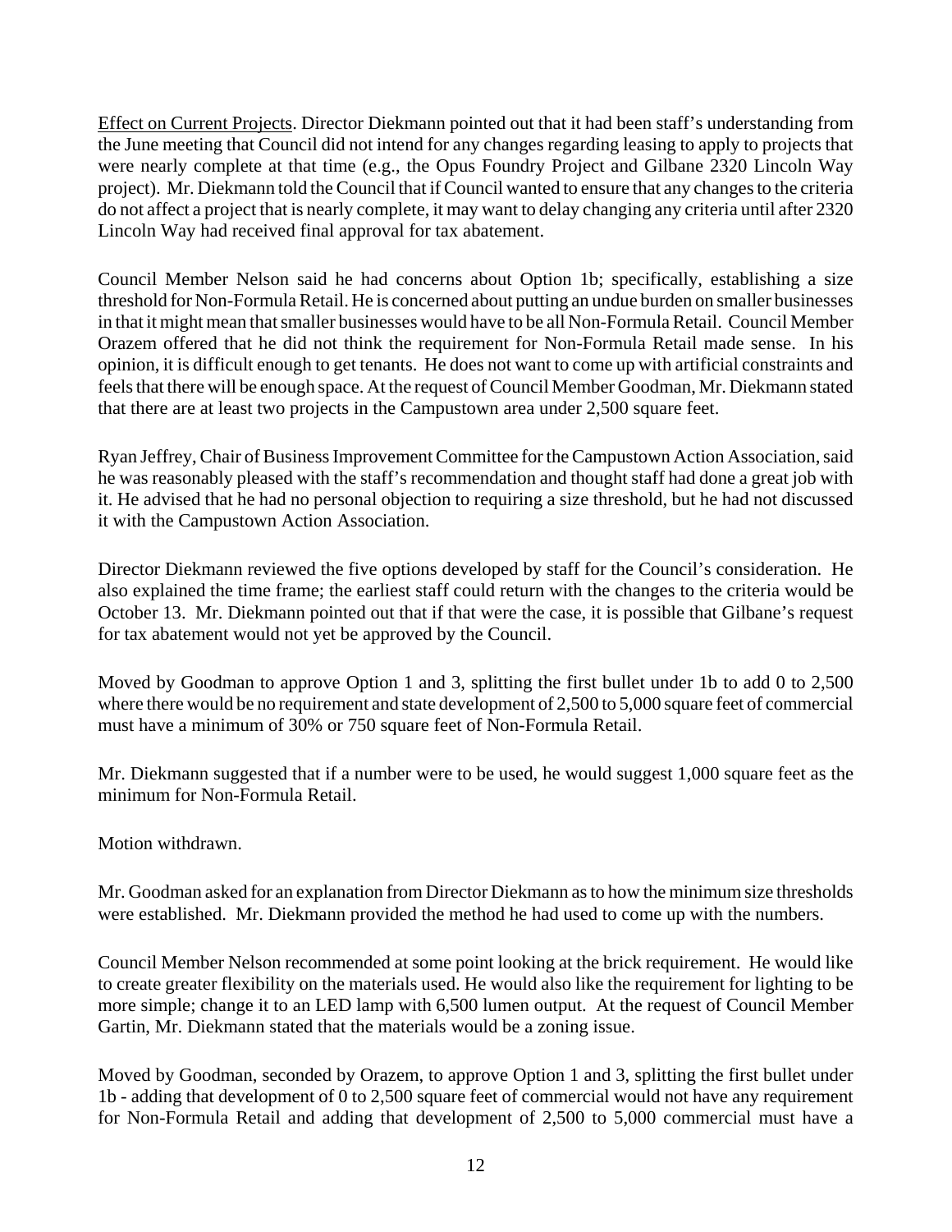Effect on Current Projects. Director Diekmann pointed out that it had been staff's understanding from the June meeting that Council did not intend for any changes regarding leasing to apply to projects that were nearly complete at that time (e.g., the Opus Foundry Project and Gilbane 2320 Lincoln Way project). Mr. Diekmann told the Council that if Council wanted to ensure that any changes to the criteria do not affect a project that is nearly complete, it may want to delay changing any criteria until after 2320 Lincoln Way had received final approval for tax abatement.

Council Member Nelson said he had concerns about Option 1b; specifically, establishing a size threshold for Non-Formula Retail. He is concerned about putting an undue burden on smaller businesses in that it might mean that smaller businesses would have to be all Non-Formula Retail. Council Member Orazem offered that he did not think the requirement for Non-Formula Retail made sense. In his opinion, it is difficult enough to get tenants. He does not want to come up with artificial constraints and feels that there will be enough space. At the request of Council Member Goodman, Mr. Diekmann stated that there are at least two projects in the Campustown area under 2,500 square feet.

Ryan Jeffrey, Chair of Business Improvement Committee for the Campustown Action Association, said he was reasonably pleased with the staff's recommendation and thought staff had done a great job with it. He advised that he had no personal objection to requiring a size threshold, but he had not discussed it with the Campustown Action Association.

Director Diekmann reviewed the five options developed by staff for the Council's consideration. He also explained the time frame; the earliest staff could return with the changes to the criteria would be October 13. Mr. Diekmann pointed out that if that were the case, it is possible that Gilbane's request for tax abatement would not yet be approved by the Council.

Moved by Goodman to approve Option 1 and 3, splitting the first bullet under 1b to add 0 to 2,500 where there would be no requirement and state development of 2,500 to 5,000 square feet of commercial must have a minimum of 30% or 750 square feet of Non-Formula Retail.

Mr. Diekmann suggested that if a number were to be used, he would suggest 1,000 square feet as the minimum for Non-Formula Retail.

Motion withdrawn.

Mr. Goodman asked for an explanation from Director Diekmann as to how the minimum size thresholds were established. Mr. Diekmann provided the method he had used to come up with the numbers.

Council Member Nelson recommended at some point looking at the brick requirement. He would like to create greater flexibility on the materials used. He would also like the requirement for lighting to be more simple; change it to an LED lamp with 6,500 lumen output. At the request of Council Member Gartin, Mr. Diekmann stated that the materials would be a zoning issue.

Moved by Goodman, seconded by Orazem, to approve Option 1 and 3, splitting the first bullet under 1b - adding that development of 0 to 2,500 square feet of commercial would not have any requirement for Non-Formula Retail and adding that development of 2,500 to 5,000 commercial must have a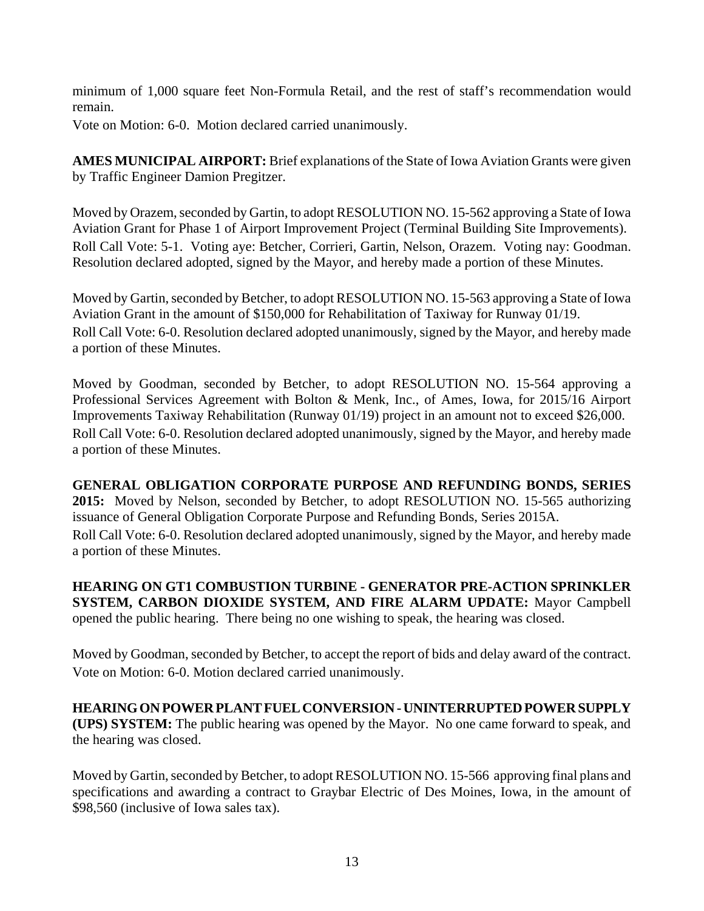minimum of 1,000 square feet Non-Formula Retail, and the rest of staff's recommendation would remain.

Vote on Motion: 6-0. Motion declared carried unanimously.

**AMES MUNICIPAL AIRPORT:** Brief explanations of the State of Iowa Aviation Grants were given by Traffic Engineer Damion Pregitzer.

Moved by Orazem, seconded by Gartin, to adopt RESOLUTION NO. 15-562 approving a State of Iowa Aviation Grant for Phase 1 of Airport Improvement Project (Terminal Building Site Improvements).
Roll Call Vote: 5-1. Voting aye: Betcher, Corrieri, Gartin, Nelson, Orazem. Voting nay: Goodman. Resolution declared adopted, signed by the Mayor, and hereby made a portion of these Minutes.

Moved by Gartin, seconded by Betcher, to adopt RESOLUTION NO. 15-563 approving a State of Iowa Aviation Grant in the amount of $150,000 for Rehabilitation of Taxiway for Runway 01/19.
Roll Call Vote: 6-0. Resolution declared adopted unanimously, signed by the Mayor, and hereby made a portion of these Minutes.

Moved by Goodman, seconded by Betcher, to adopt RESOLUTION NO. 15-564 approving a Professional Services Agreement with Bolton & Menk, Inc., of Ames, Iowa, for 2015/16 Airport Improvements Taxiway Rehabilitation (Runway 01/19) project in an amount not to exceed $26,000.
Roll Call Vote: 6-0. Resolution declared adopted unanimously, signed by the Mayor, and hereby made a portion of these Minutes.

**GENERAL OBLIGATION CORPORATE PURPOSE AND REFUNDING BONDS, SERIES 2015:** Moved by Nelson, seconded by Betcher, to adopt RESOLUTION NO. 15-565 authorizing issuance of General Obligation Corporate Purpose and Refunding Bonds, Series 2015A.
Roll Call Vote: 6-0. Resolution declared adopted unanimously, signed by the Mayor, and hereby made a portion of these Minutes.

**HEARING ON GT1 COMBUSTION TURBINE - GENERATOR PRE-ACTION SPRINKLER SYSTEM, CARBON DIOXIDE SYSTEM, AND FIRE ALARM UPDATE:** Mayor Campbell opened the public hearing. There being no one wishing to speak, the hearing was closed.

Moved by Goodman, seconded by Betcher, to accept the report of bids and delay award of the contract.
Vote on Motion: 6-0. Motion declared carried unanimously.

**HEARING ON POWER PLANT FUEL CONVERSION - UNINTERRUPTED POWER SUPPLY (UPS) SYSTEM:** The public hearing was opened by the Mayor. No one came forward to speak, and the hearing was closed.

Moved by Gartin, seconded by Betcher, to adopt RESOLUTION NO. 15-566 approving final plans and specifications and awarding a contract to Graybar Electric of Des Moines, Iowa, in the amount of $98,560 (inclusive of Iowa sales tax).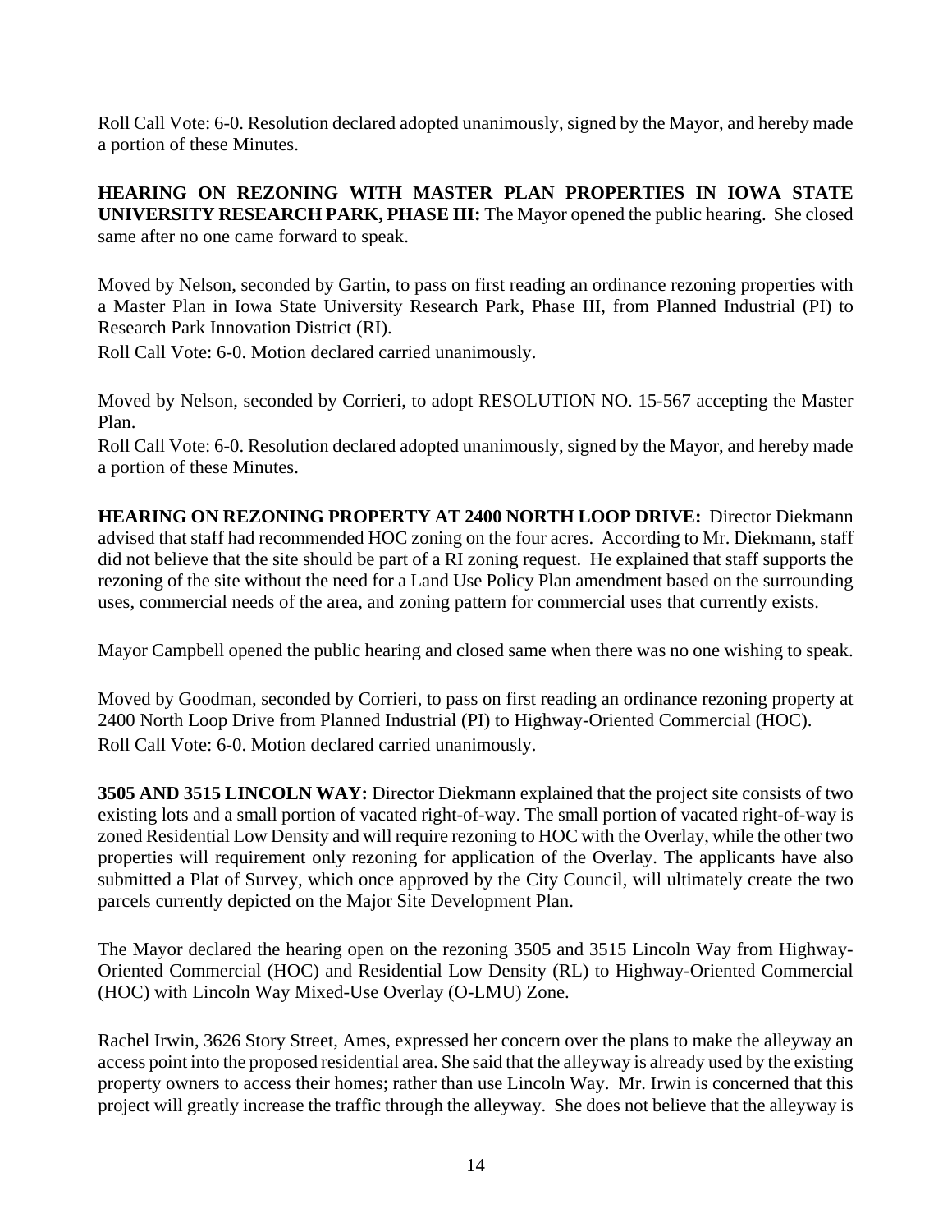Roll Call Vote: 6-0. Resolution declared adopted unanimously, signed by the Mayor, and hereby made a portion of these Minutes.

**HEARING ON REZONING WITH MASTER PLAN PROPERTIES IN IOWA STATE UNIVERSITY RESEARCH PARK, PHASE III:** The Mayor opened the public hearing. She closed same after no one came forward to speak.

Moved by Nelson, seconded by Gartin, to pass on first reading an ordinance rezoning properties with a Master Plan in Iowa State University Research Park, Phase III, from Planned Industrial (PI) to Research Park Innovation District (RI).

Roll Call Vote: 6-0. Motion declared carried unanimously.

Moved by Nelson, seconded by Corrieri, to adopt RESOLUTION NO. 15-567 accepting the Master Plan.

Roll Call Vote: 6-0. Resolution declared adopted unanimously, signed by the Mayor, and hereby made a portion of these Minutes.

**HEARING ON REZONING PROPERTY AT 2400 NORTH LOOP DRIVE:** Director Diekmann advised that staff had recommended HOC zoning on the four acres. According to Mr. Diekmann, staff did not believe that the site should be part of a RI zoning request. He explained that staff supports the rezoning of the site without the need for a Land Use Policy Plan amendment based on the surrounding uses, commercial needs of the area, and zoning pattern for commercial uses that currently exists.

Mayor Campbell opened the public hearing and closed same when there was no one wishing to speak.

Moved by Goodman, seconded by Corrieri, to pass on first reading an ordinance rezoning property at 2400 North Loop Drive from Planned Industrial (PI) to Highway-Oriented Commercial (HOC).

Roll Call Vote: 6-0. Motion declared carried unanimously.

**3505 AND 3515 LINCOLN WAY:** Director Diekmann explained that the project site consists of two existing lots and a small portion of vacated right-of-way. The small portion of vacated right-of-way is zoned Residential Low Density and will require rezoning to HOC with the Overlay, while the other two properties will requirement only rezoning for application of the Overlay. The applicants have also submitted a Plat of Survey, which once approved by the City Council, will ultimately create the two parcels currently depicted on the Major Site Development Plan.

The Mayor declared the hearing open on the rezoning 3505 and 3515 Lincoln Way from Highway-Oriented Commercial (HOC) and Residential Low Density (RL) to Highway-Oriented Commercial (HOC) with Lincoln Way Mixed-Use Overlay (O-LMU) Zone.

Rachel Irwin, 3626 Story Street, Ames, expressed her concern over the plans to make the alleyway an access point into the proposed residential area. She said that the alleyway is already used by the existing property owners to access their homes; rather than use Lincoln Way. Mr. Irwin is concerned that this project will greatly increase the traffic through the alleyway. She does not believe that the alleyway is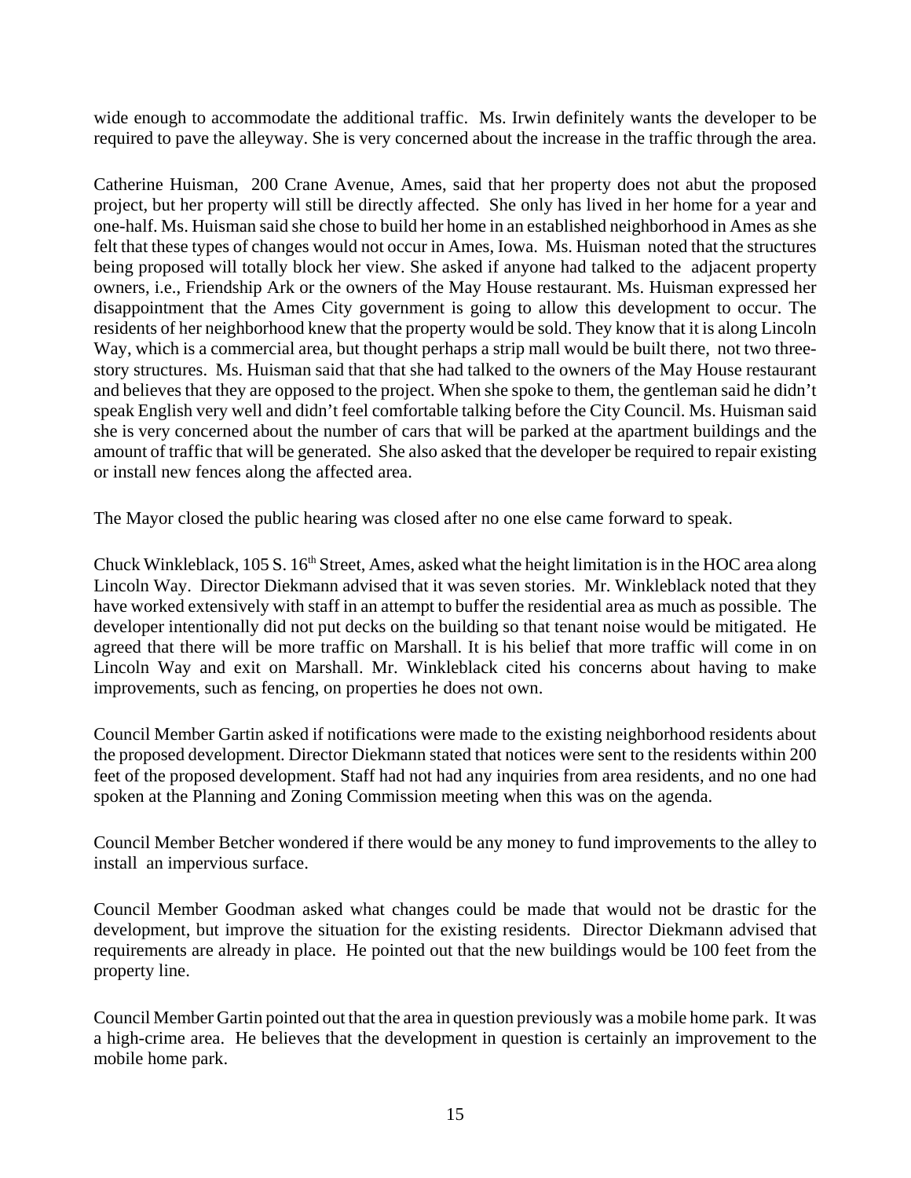wide enough to accommodate the additional traffic. Ms. Irwin definitely wants the developer to be required to pave the alleyway. She is very concerned about the increase in the traffic through the area.

Catherine Huisman, 200 Crane Avenue, Ames, said that her property does not abut the proposed project, but her property will still be directly affected. She only has lived in her home for a year and one-half. Ms. Huisman said she chose to build her home in an established neighborhood in Ames as she felt that these types of changes would not occur in Ames, Iowa. Ms. Huisman noted that the structures being proposed will totally block her view. She asked if anyone had talked to the adjacent property owners, i.e., Friendship Ark or the owners of the May House restaurant. Ms. Huisman expressed her disappointment that the Ames City government is going to allow this development to occur. The residents of her neighborhood knew that the property would be sold. They know that it is along Lincoln Way, which is a commercial area, but thought perhaps a strip mall would be built there, not two three-story structures. Ms. Huisman said that that she had talked to the owners of the May House restaurant and believes that they are opposed to the project. When she spoke to them, the gentleman said he didn't speak English very well and didn't feel comfortable talking before the City Council. Ms. Huisman said she is very concerned about the number of cars that will be parked at the apartment buildings and the amount of traffic that will be generated. She also asked that the developer be required to repair existing or install new fences along the affected area.

The Mayor closed the public hearing was closed after no one else came forward to speak.

Chuck Winkleblack, 105 S. 16th Street, Ames, asked what the height limitation is in the HOC area along Lincoln Way. Director Diekmann advised that it was seven stories. Mr. Winkleblack noted that they have worked extensively with staff in an attempt to buffer the residential area as much as possible. The developer intentionally did not put decks on the building so that tenant noise would be mitigated. He agreed that there will be more traffic on Marshall. It is his belief that more traffic will come in on Lincoln Way and exit on Marshall. Mr. Winkleblack cited his concerns about having to make improvements, such as fencing, on properties he does not own.

Council Member Gartin asked if notifications were made to the existing neighborhood residents about the proposed development. Director Diekmann stated that notices were sent to the residents within 200 feet of the proposed development. Staff had not had any inquiries from area residents, and no one had spoken at the Planning and Zoning Commission meeting when this was on the agenda.

Council Member Betcher wondered if there would be any money to fund improvements to the alley to install an impervious surface.

Council Member Goodman asked what changes could be made that would not be drastic for the development, but improve the situation for the existing residents. Director Diekmann advised that requirements are already in place. He pointed out that the new buildings would be 100 feet from the property line.

Council Member Gartin pointed out that the area in question previously was a mobile home park. It was a high-crime area. He believes that the development in question is certainly an improvement to the mobile home park.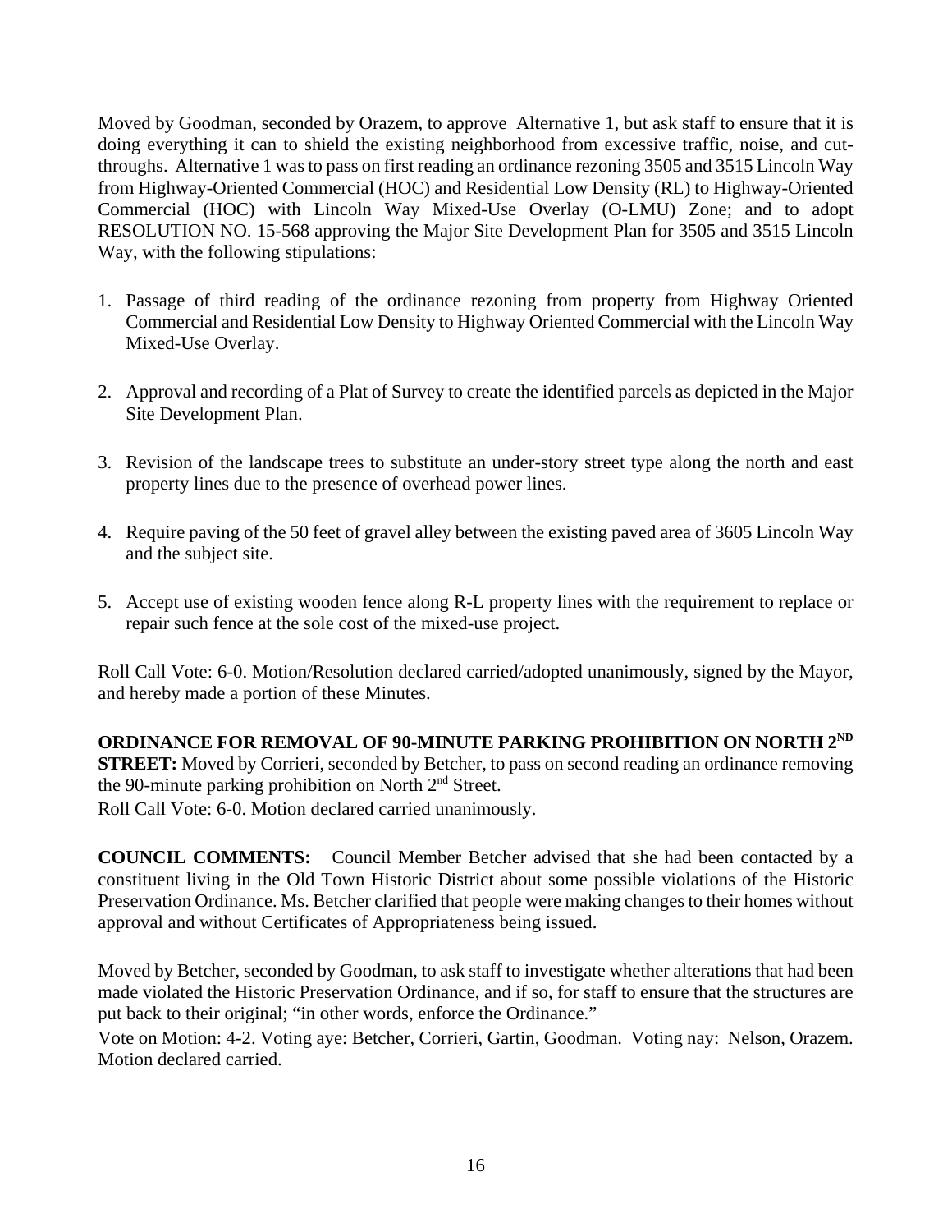Moved by Goodman, seconded by Orazem, to approve Alternative 1, but ask staff to ensure that it is doing everything it can to shield the existing neighborhood from excessive traffic, noise, and cut-throughs. Alternative 1 was to pass on first reading an ordinance rezoning 3505 and 3515 Lincoln Way from Highway-Oriented Commercial (HOC) and Residential Low Density (RL) to Highway-Oriented Commercial (HOC) with Lincoln Way Mixed-Use Overlay (O-LMU) Zone; and to adopt RESOLUTION NO. 15-568 approving the Major Site Development Plan for 3505 and 3515 Lincoln Way, with the following stipulations:

1. Passage of third reading of the ordinance rezoning from property from Highway Oriented Commercial and Residential Low Density to Highway Oriented Commercial with the Lincoln Way Mixed-Use Overlay.
2. Approval and recording of a Plat of Survey to create the identified parcels as depicted in the Major Site Development Plan.
3. Revision of the landscape trees to substitute an under-story street type along the north and east property lines due to the presence of overhead power lines.
4. Require paving of the 50 feet of gravel alley between the existing paved area of 3605 Lincoln Way and the subject site.
5. Accept use of existing wooden fence along R-L property lines with the requirement to replace or repair such fence at the sole cost of the mixed-use project.

Roll Call Vote: 6-0. Motion/Resolution declared carried/adopted unanimously, signed by the Mayor, and hereby made a portion of these Minutes.

**ORDINANCE FOR REMOVAL OF 90-MINUTE PARKING PROHIBITION ON NORTH 2ND STREET:** Moved by Corrieri, seconded by Betcher, to pass on second reading an ordinance removing the 90-minute parking prohibition on North 2nd Street.
Roll Call Vote: 6-0. Motion declared carried unanimously.

**COUNCIL COMMENTS:** Council Member Betcher advised that she had been contacted by a constituent living in the Old Town Historic District about some possible violations of the Historic Preservation Ordinance. Ms. Betcher clarified that people were making changes to their homes without approval and without Certificates of Appropriateness being issued.

Moved by Betcher, seconded by Goodman, to ask staff to investigate whether alterations that had been made violated the Historic Preservation Ordinance, and if so, for staff to ensure that the structures are put back to their original; "in other words, enforce the Ordinance."
Vote on Motion: 4-2. Voting aye: Betcher, Corrieri, Gartin, Goodman. Voting nay: Nelson, Orazem. Motion declared carried.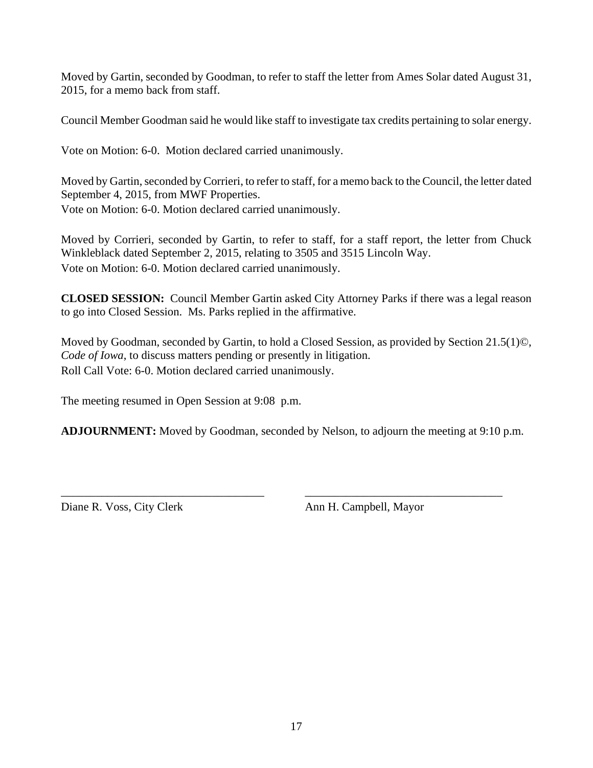Moved by Gartin, seconded by Goodman, to refer to staff the letter from Ames Solar dated August 31, 2015, for a memo back from staff.

Council Member Goodman said he would like staff to investigate tax credits pertaining to solar energy.

Vote on Motion: 6-0. Motion declared carried unanimously.

Moved by Gartin, seconded by Corrieri, to refer to staff, for a memo back to the Council, the letter dated September 4, 2015, from MWF Properties.
Vote on Motion: 6-0. Motion declared carried unanimously.

Moved by Corrieri, seconded by Gartin, to refer to staff, for a staff report, the letter from Chuck Winkleblack dated September 2, 2015, relating to 3505 and 3515 Lincoln Way.
Vote on Motion: 6-0. Motion declared carried unanimously.

**CLOSED SESSION:** Council Member Gartin asked City Attorney Parks if there was a legal reason to go into Closed Session. Ms. Parks replied in the affirmative.

Moved by Goodman, seconded by Gartin, to hold a Closed Session, as provided by Section 21.5(1)©, *Code of Iowa*, to discuss matters pending or presently in litigation.
Roll Call Vote: 6-0. Motion declared carried unanimously.

The meeting resumed in Open Session at 9:08 p.m.

**ADJOURNMENT:** Moved by Goodman, seconded by Nelson, to adjourn the meeting at 9:10 p.m.

\_\_\_\_\_\_\_\_\_\_\_\_\_\_\_\_\_\_\_\_\_\_\_\_\_\_\_\_\_\_\_\_\_\_\_\_ \_\_\_\_\_\_\_\_\_\_\_\_\_\_\_\_\_\_\_\_\_\_\_\_\_\_\_\_\_\_\_\_\_\_\_\_

Diane R. Voss, City Clerk Ann H. Campbell, Mayor